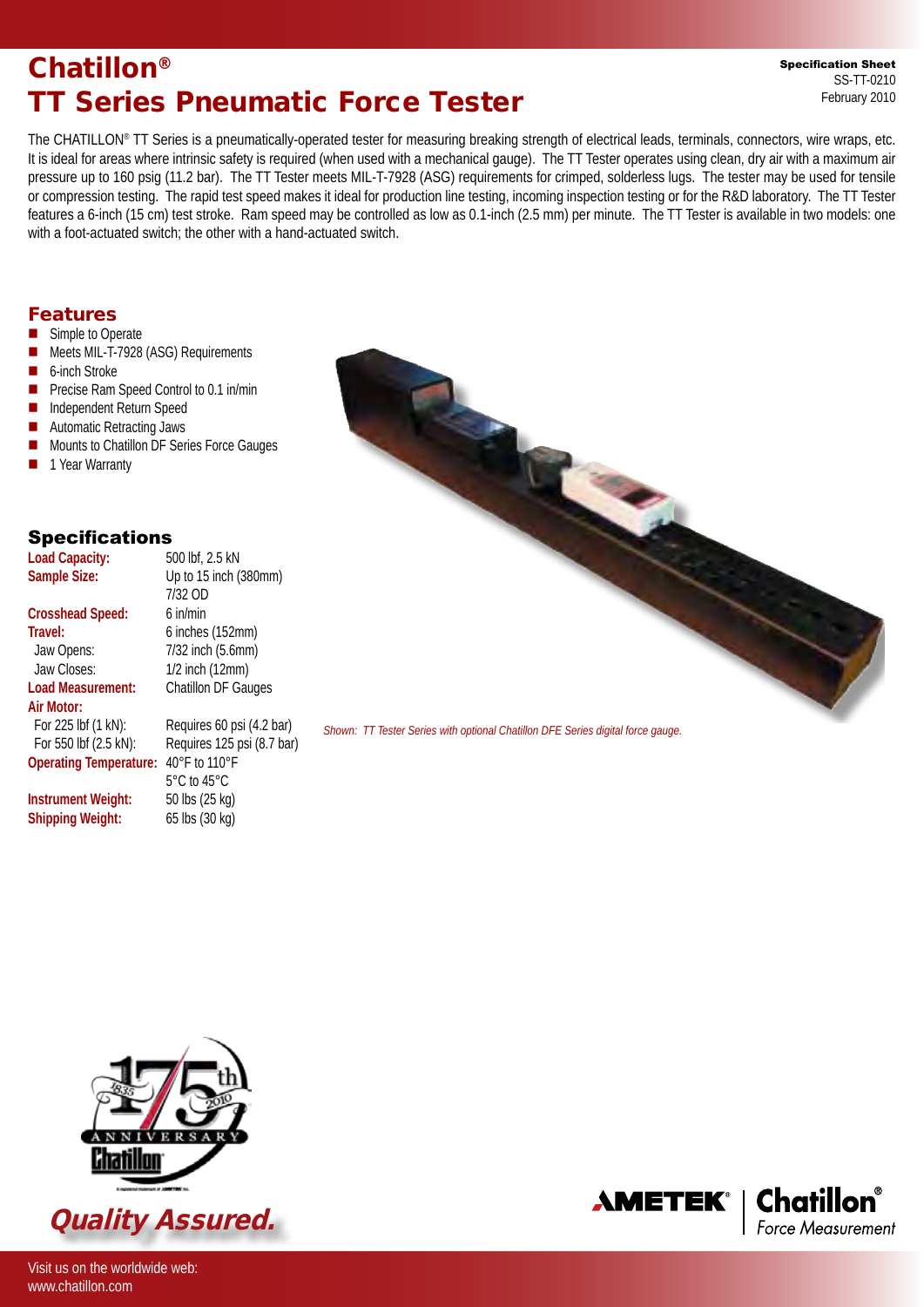# Chatillon®
# TT Series Pneumatic Force Tester

**Specification Sheet**
SS-TT-0210
February 2010

The CHATILLON® TT Series is a pneumatically-operated tester for measuring breaking strength of electrical leads, terminals, connectors, wire wraps, etc. It is ideal for areas where intrinsic safety is required (when used with a mechanical gauge). The TT Tester operates using clean, dry air with a maximum air pressure up to 160 psig (11.2 bar). The TT Tester meets MIL-T-7928 (ASG) requirements for crimped, solderless lugs. The tester may be used for tensile or compression testing. The rapid test speed makes it ideal for production line testing, incoming inspection testing or for the R&D laboratory. The TT Tester features a 6-inch (15 cm) test stroke. Ram speed may be controlled as low as 0.1-inch (2.5 mm) per minute. The TT Tester is available in two models: one with a foot-actuated switch; the other with a hand-actuated switch.

## Features

- Simple to Operate
- Meets MIL-T-7928 (ASG) Requirements
- 6-inch Stroke
- Precise Ram Speed Control to 0.1 in/min
- Independent Return Speed
- Automatic Retracting Jaws
- Mounts to Chatillon DF Series Force Gauges
- 1 Year Warranty

## Specifications

| | |
|---|---|
| **Load Capacity:** | 500 lbf, 2.5 kN |
| **Sample Size:** | Up to 15 inch (380mm) 7/32 OD |
| **Crosshead Speed:** | 6 in/min |
| **Travel:** | 6 inches (152mm) |
| Jaw Opens: | 7/32 inch (5.6mm) |
| Jaw Closes: | 1/2 inch (12mm) |
| **Load Measurement:** | Chatillon DF Gauges |
| **Air Motor:** | |
| For 225 lbf (1 kN): | Requires 60 psi (4.2 bar) |
| For 550 lbf (2.5 kN): | Requires 125 psi (8.7 bar) |
| **Operating Temperature:** | 40°F to 110°F 5°C to 45°C |
| **Instrument Weight:** | 50 lbs (25 kg) |
| **Shipping Weight:** | 65 lbs (30 kg) |

*Shown: TT Tester Series with optional Chatillon DFE Series digital force gauge.*

*Quality Assured.*

AMETEK® | Chatillon® Force Measurement

Visit us on the worldwide web:
www.chatillon.com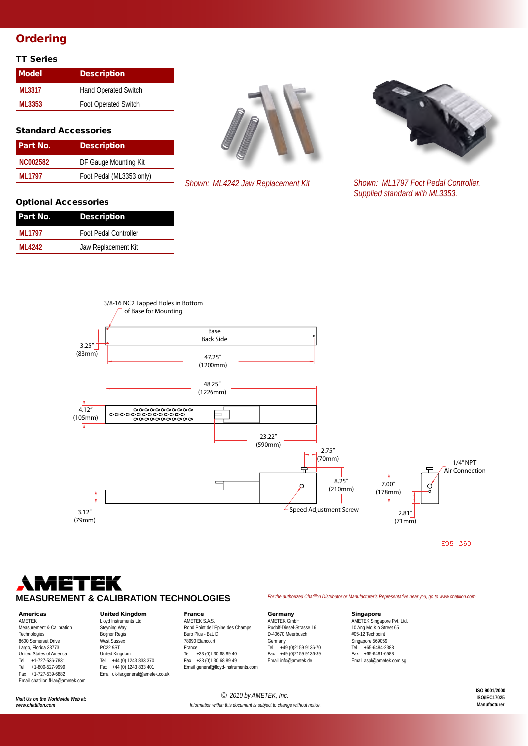## Ordering

### TT Series

| Model | Description |
|---|---|
| ML3317 | Hand Operated Switch |
| ML3353 | Foot Operated Switch |

### Standard Accessories

| Part No. | Description |
|---|---|
| NC002582 | DF Gauge Mounting Kit |
| ML1797 | Foot Pedal (ML3353 only) |

### Optional Accessories

| Part No. | Description |
|---|---|
| ML1797 | Foot Pedal Controller |
| ML4242 | Jaw Replacement Kit |

*Shown: ML4242 Jaw Replacement Kit*

*Shown: ML1797 Foot Pedal Controller. Supplied standard with ML3353.*

3/8-16 NC2 Tapped Holes in Bottom of Base for Mounting

Base Back Side

3.25" (83mm)

47.25" (1200mm)

48.25" (1226mm)

4.12" (105mm)

23.22" (590mm)

2.75" (70mm)

8.25" (210mm)

3.12" (79mm)

Speed Adjustment Screw

1/4" NPT Air Connection

7.00" (178mm)

2.81" (71mm)

E96–369

**AMETEK**

**MEASUREMENT & CALIBRATION TECHNOLOGIES**

*For the authorized Chatillon Distributor or Manufacturer's Representative near you, go to www.chatillon.com*

**Americas**
AMETEK
Measurement & Calibration Technologies
8600 Somerset Drive
Largo, Florida 33773
United States of America
Tel +1-727-536-7831
Tel +1-800-527-9999
Fax +1-727-539-6882
Email chatillon.fl-lar@ametek.com

**United Kingdom**
Lloyd Instruments Ltd.
Steyning Way
Bognor Regis
West Sussex
PO22 9ST
United Kingdom
Tel +44 (0) 1243 833 370
Fax +44 (0) 1243 833 401
Email uk-far.general@ametek.co.uk

**France**
AMETEK S.A.S.
Rond Point de l'Epine des Champs
Buro Plus - Bat. D
78990 Elancourt
France
Tel +33 (0)1 30 68 89 40
Fax +33 (0)1 30 68 89 49
Email general@lloyd-instruments.com

**Germany**
AMETEK GmbH
Rudolf-Diesel-Strasse 16
D-40670 Meerbusch
Germany
Tel +49 (0)2159 9136-70
Fax +49 (0)2159 9136-39
Email info@ametek.de

**Singapore**
AMETEK Singapore Pvt. Ltd.
10 Ang Mo Kio Street 65
#05-12 Techpoint
Singapore 569059
Tel +65-6484-2388
Fax +65-6481-6588
Email aspl@ametek.com.sg

***Visit Us on the Worldwide Web at: www.chatillon.com***

*© 2010 by AMETEK, Inc.*

*Information within this document is subject to change without notice.*

**ISO 9001/2000**
**ISO/IEC17025**
**Manufacturer**